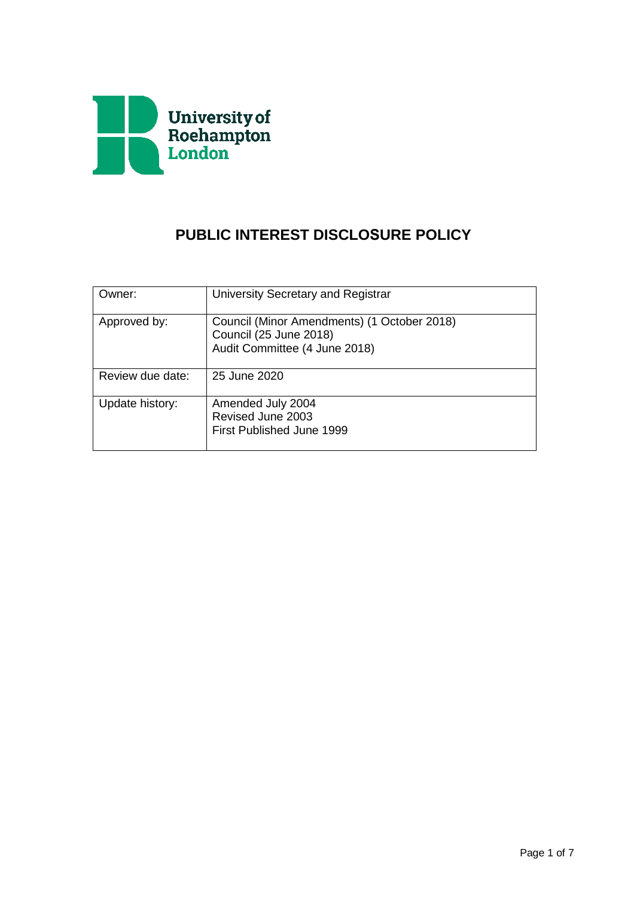University of Roehampton London

# PUBLIC INTEREST DISCLOSURE POLICY

| Owner: | University Secretary and Registrar |
|---|---|
| Approved by: | Council (Minor Amendments) (1 October 2018)<br>Council (25 June 2018)<br>Audit Committee (4 June 2018) |
| Review due date: | 25 June 2020 |
| Update history: | Amended July 2004<br>Revised June 2003<br>First Published June 1999 |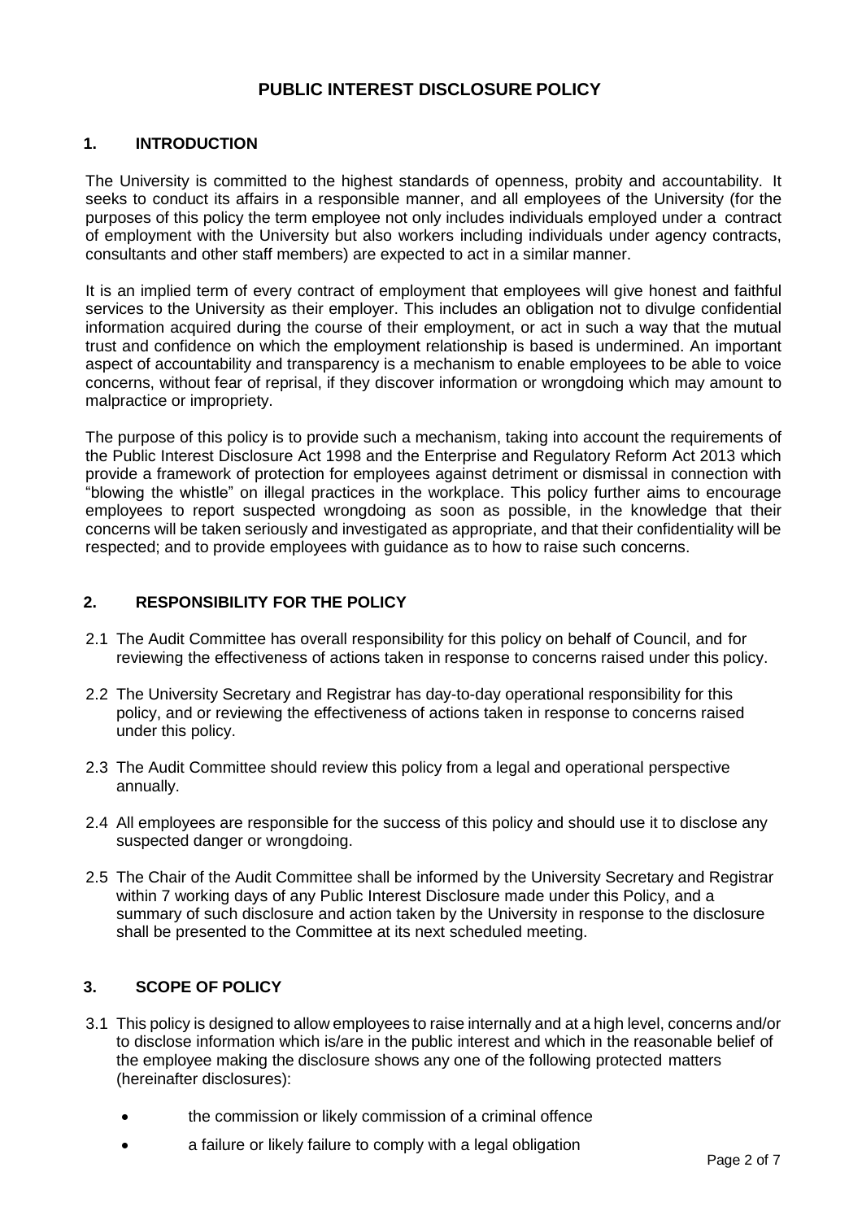# PUBLIC INTEREST DISCLOSURE POLICY

## 1. INTRODUCTION

The University is committed to the highest standards of openness, probity and accountability. It seeks to conduct its affairs in a responsible manner, and all employees of the University (for the purposes of this policy the term employee not only includes individuals employed under a contract of employment with the University but also workers including individuals under agency contracts, consultants and other staff members) are expected to act in a similar manner.

It is an implied term of every contract of employment that employees will give honest and faithful services to the University as their employer. This includes an obligation not to divulge confidential information acquired during the course of their employment, or act in such a way that the mutual trust and confidence on which the employment relationship is based is undermined. An important aspect of accountability and transparency is a mechanism to enable employees to be able to voice concerns, without fear of reprisal, if they discover information or wrongdoing which may amount to malpractice or impropriety.

The purpose of this policy is to provide such a mechanism, taking into account the requirements of the Public Interest Disclosure Act 1998 and the Enterprise and Regulatory Reform Act 2013 which provide a framework of protection for employees against detriment or dismissal in connection with "blowing the whistle" on illegal practices in the workplace. This policy further aims to encourage employees to report suspected wrongdoing as soon as possible, in the knowledge that their concerns will be taken seriously and investigated as appropriate, and that their confidentiality will be respected; and to provide employees with guidance as to how to raise such concerns.

## 2. RESPONSIBILITY FOR THE POLICY

2.1 The Audit Committee has overall responsibility for this policy on behalf of Council, and for reviewing the effectiveness of actions taken in response to concerns raised under this policy.

2.2 The University Secretary and Registrar has day-to-day operational responsibility for this policy, and or reviewing the effectiveness of actions taken in response to concerns raised under this policy.

2.3 The Audit Committee should review this policy from a legal and operational perspective annually.

2.4 All employees are responsible for the success of this policy and should use it to disclose any suspected danger or wrongdoing.

2.5 The Chair of the Audit Committee shall be informed by the University Secretary and Registrar within 7 working days of any Public Interest Disclosure made under this Policy, and a summary of such disclosure and action taken by the University in response to the disclosure shall be presented to the Committee at its next scheduled meeting.

## 3. SCOPE OF POLICY

3.1 This policy is designed to allow employees to raise internally and at a high level, concerns and/or to disclose information which is/are in the public interest and which in the reasonable belief of the employee making the disclosure shows any one of the following protected matters (hereinafter disclosures):

- the commission or likely commission of a criminal offence
- a failure or likely failure to comply with a legal obligation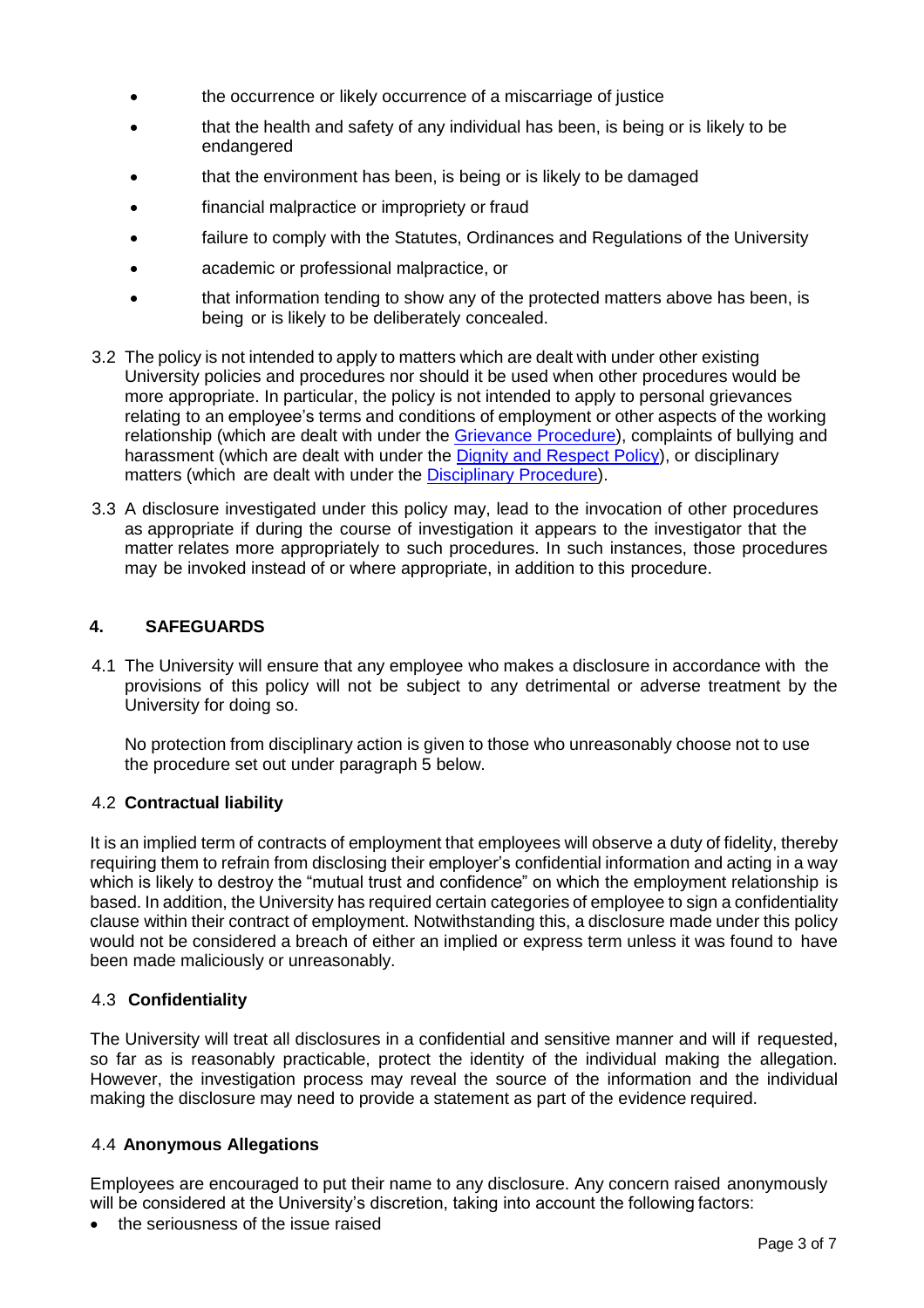- the occurrence or likely occurrence of a miscarriage of justice
- that the health and safety of any individual has been, is being or is likely to be endangered
- that the environment has been, is being or is likely to be damaged
- financial malpractice or impropriety or fraud
- failure to comply with the Statutes, Ordinances and Regulations of the University
- academic or professional malpractice, or
- that information tending to show any of the protected matters above has been, is being or is likely to be deliberately concealed.

3.2 The policy is not intended to apply to matters which are dealt with under other existing University policies and procedures nor should it be used when other procedures would be more appropriate. In particular, the policy is not intended to apply to personal grievances relating to an employee's terms and conditions of employment or other aspects of the working relationship (which are dealt with under the Grievance Procedure), complaints of bullying and harassment (which are dealt with under the Dignity and Respect Policy), or disciplinary matters (which are dealt with under the Disciplinary Procedure).

3.3 A disclosure investigated under this policy may, lead to the invocation of other procedures as appropriate if during the course of investigation it appears to the investigator that the matter relates more appropriately to such procedures. In such instances, those procedures may be invoked instead of or where appropriate, in addition to this procedure.

## 4. SAFEGUARDS

4.1 The University will ensure that any employee who makes a disclosure in accordance with the provisions of this policy will not be subject to any detrimental or adverse treatment by the University for doing so.

No protection from disciplinary action is given to those who unreasonably choose not to use the procedure set out under paragraph 5 below.

### 4.2 Contractual liability

It is an implied term of contracts of employment that employees will observe a duty of fidelity, thereby requiring them to refrain from disclosing their employer's confidential information and acting in a way which is likely to destroy the "mutual trust and confidence" on which the employment relationship is based. In addition, the University has required certain categories of employee to sign a confidentiality clause within their contract of employment. Notwithstanding this, a disclosure made under this policy would not be considered a breach of either an implied or express term unless it was found to have been made maliciously or unreasonably.

### 4.3 Confidentiality

The University will treat all disclosures in a confidential and sensitive manner and will if requested, so far as is reasonably practicable, protect the identity of the individual making the allegation. However, the investigation process may reveal the source of the information and the individual making the disclosure may need to provide a statement as part of the evidence required.

### 4.4 Anonymous Allegations

Employees are encouraged to put their name to any disclosure. Any concern raised anonymously will be considered at the University's discretion, taking into account the following factors:

- the seriousness of the issue raised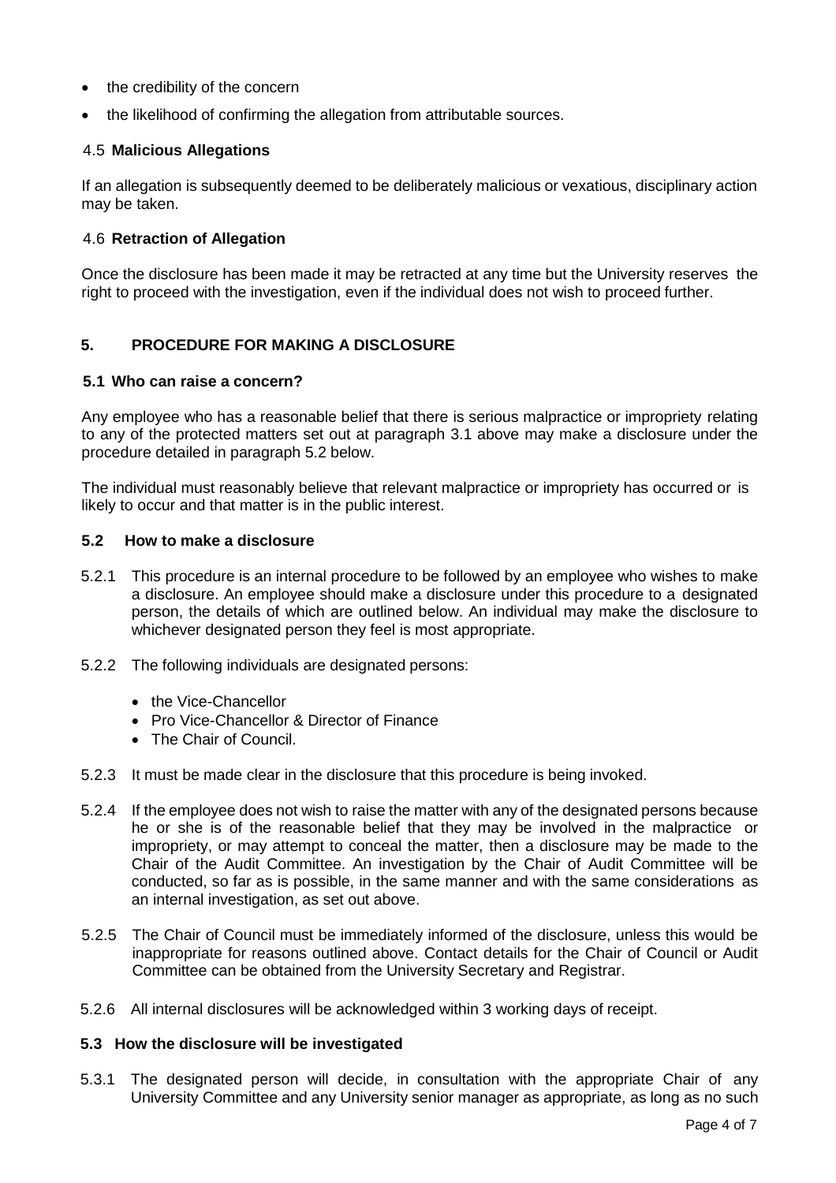- the credibility of the concern
- the likelihood of confirming the allegation from attributable sources.

### 4.5 Malicious Allegations

If an allegation is subsequently deemed to be deliberately malicious or vexatious, disciplinary action may be taken.

### 4.6 Retraction of Allegation

Once the disclosure has been made it may be retracted at any time but the University reserves the right to proceed with the investigation, even if the individual does not wish to proceed further.

## 5. PROCEDURE FOR MAKING A DISCLOSURE

### 5.1 Who can raise a concern?

Any employee who has a reasonable belief that there is serious malpractice or impropriety relating to any of the protected matters set out at paragraph 3.1 above may make a disclosure under the procedure detailed in paragraph 5.2 below.

The individual must reasonably believe that relevant malpractice or impropriety has occurred or is likely to occur and that matter is in the public interest.

### 5.2 How to make a disclosure

5.2.1 This procedure is an internal procedure to be followed by an employee who wishes to make a disclosure. An employee should make a disclosure under this procedure to a designated person, the details of which are outlined below. An individual may make the disclosure to whichever designated person they feel is most appropriate.

5.2.2 The following individuals are designated persons:

- the Vice-Chancellor
- Pro Vice-Chancellor & Director of Finance
- The Chair of Council.

5.2.3 It must be made clear in the disclosure that this procedure is being invoked.

5.2.4 If the employee does not wish to raise the matter with any of the designated persons because he or she is of the reasonable belief that they may be involved in the malpractice or impropriety, or may attempt to conceal the matter, then a disclosure may be made to the Chair of the Audit Committee. An investigation by the Chair of Audit Committee will be conducted, so far as is possible, in the same manner and with the same considerations as an internal investigation, as set out above.

5.2.5 The Chair of Council must be immediately informed of the disclosure, unless this would be inappropriate for reasons outlined above. Contact details for the Chair of Council or Audit Committee can be obtained from the University Secretary and Registrar.

5.2.6 All internal disclosures will be acknowledged within 3 working days of receipt.

### 5.3 How the disclosure will be investigated

5.3.1 The designated person will decide, in consultation with the appropriate Chair of any University Committee and any University senior manager as appropriate, as long as no such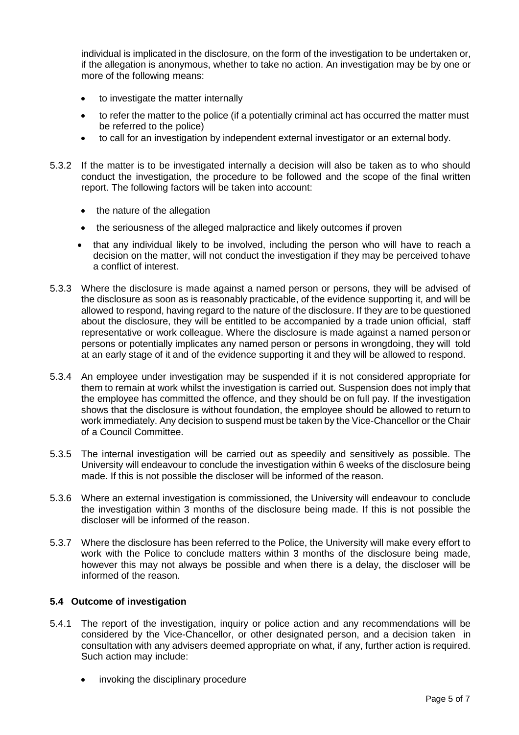individual is implicated in the disclosure, on the form of the investigation to be undertaken or, if the allegation is anonymous, whether to take no action. An investigation may be by one or more of the following means:

- to investigate the matter internally
- to refer the matter to the police (if a potentially criminal act has occurred the matter must be referred to the police)
- to call for an investigation by independent external investigator or an external body.

5.3.2 If the matter is to be investigated internally a decision will also be taken as to who should conduct the investigation, the procedure to be followed and the scope of the final written report. The following factors will be taken into account:

- the nature of the allegation
- the seriousness of the alleged malpractice and likely outcomes if proven
- that any individual likely to be involved, including the person who will have to reach a decision on the matter, will not conduct the investigation if they may be perceived to have a conflict of interest.

5.3.3 Where the disclosure is made against a named person or persons, they will be advised of the disclosure as soon as is reasonably practicable, of the evidence supporting it, and will be allowed to respond, having regard to the nature of the disclosure. If they are to be questioned about the disclosure, they will be entitled to be accompanied by a trade union official, staff representative or work colleague. Where the disclosure is made against a named person or persons or potentially implicates any named person or persons in wrongdoing, they will told at an early stage of it and of the evidence supporting it and they will be allowed to respond.

5.3.4 An employee under investigation may be suspended if it is not considered appropriate for them to remain at work whilst the investigation is carried out. Suspension does not imply that the employee has committed the offence, and they should be on full pay. If the investigation shows that the disclosure is without foundation, the employee should be allowed to return to work immediately. Any decision to suspend must be taken by the Vice-Chancellor or the Chair of a Council Committee.

5.3.5 The internal investigation will be carried out as speedily and sensitively as possible. The University will endeavour to conclude the investigation within 6 weeks of the disclosure being made. If this is not possible the discloser will be informed of the reason.

5.3.6 Where an external investigation is commissioned, the University will endeavour to conclude the investigation within 3 months of the disclosure being made. If this is not possible the discloser will be informed of the reason.

5.3.7 Where the disclosure has been referred to the Police, the University will make every effort to work with the Police to conclude matters within 3 months of the disclosure being made, however this may not always be possible and when there is a delay, the discloser will be informed of the reason.

### 5.4 Outcome of investigation

5.4.1 The report of the investigation, inquiry or police action and any recommendations will be considered by the Vice-Chancellor, or other designated person, and a decision taken in consultation with any advisers deemed appropriate on what, if any, further action is required. Such action may include:

- invoking the disciplinary procedure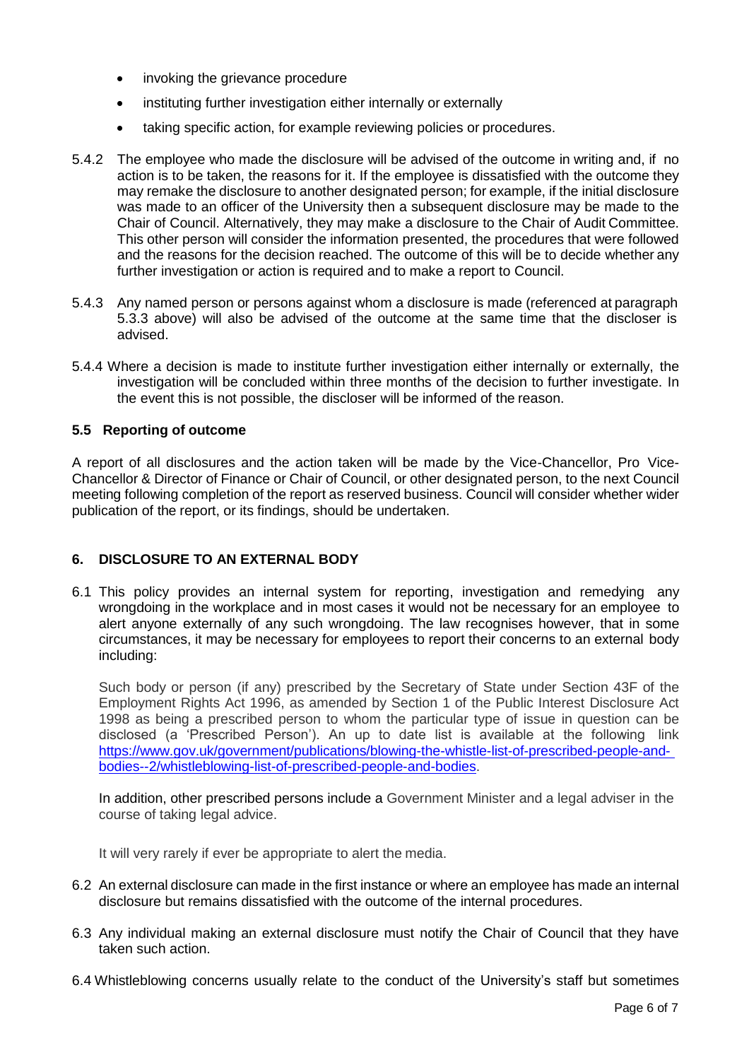- invoking the grievance procedure
- instituting further investigation either internally or externally
- taking specific action, for example reviewing policies or procedures.

5.4.2 The employee who made the disclosure will be advised of the outcome in writing and, if no action is to be taken, the reasons for it. If the employee is dissatisfied with the outcome they may remake the disclosure to another designated person; for example, if the initial disclosure was made to an officer of the University then a subsequent disclosure may be made to the Chair of Council. Alternatively, they may make a disclosure to the Chair of Audit Committee. This other person will consider the information presented, the procedures that were followed and the reasons for the decision reached. The outcome of this will be to decide whether any further investigation or action is required and to make a report to Council.

5.4.3 Any named person or persons against whom a disclosure is made (referenced at paragraph 5.3.3 above) will also be advised of the outcome at the same time that the discloser is advised.

5.4.4 Where a decision is made to institute further investigation either internally or externally, the investigation will be concluded within three months of the decision to further investigate. In the event this is not possible, the discloser will be informed of the reason.

### 5.5 Reporting of outcome

A report of all disclosures and the action taken will be made by the Vice-Chancellor, Pro Vice-Chancellor & Director of Finance or Chair of Council, or other designated person, to the next Council meeting following completion of the report as reserved business. Council will consider whether wider publication of the report, or its findings, should be undertaken.

## 6. DISCLOSURE TO AN EXTERNAL BODY

6.1 This policy provides an internal system for reporting, investigation and remedying any wrongdoing in the workplace and in most cases it would not be necessary for an employee to alert anyone externally of any such wrongdoing. The law recognises however, that in some circumstances, it may be necessary for employees to report their concerns to an external body including:

Such body or person (if any) prescribed by the Secretary of State under Section 43F of the Employment Rights Act 1996, as amended by Section 1 of the Public Interest Disclosure Act 1998 as being a prescribed person to whom the particular type of issue in question can be disclosed (a 'Prescribed Person'). An up to date list is available at the following link https://www.gov.uk/government/publications/blowing-the-whistle-list-of-prescribed-people-and-bodies--2/whistleblowing-list-of-prescribed-people-and-bodies.

In addition, other prescribed persons include a Government Minister and a legal adviser in the course of taking legal advice.

It will very rarely if ever be appropriate to alert the media.

6.2 An external disclosure can made in the first instance or where an employee has made an internal disclosure but remains dissatisfied with the outcome of the internal procedures.

6.3 Any individual making an external disclosure must notify the Chair of Council that they have taken such action.

6.4 Whistleblowing concerns usually relate to the conduct of the University's staff but sometimes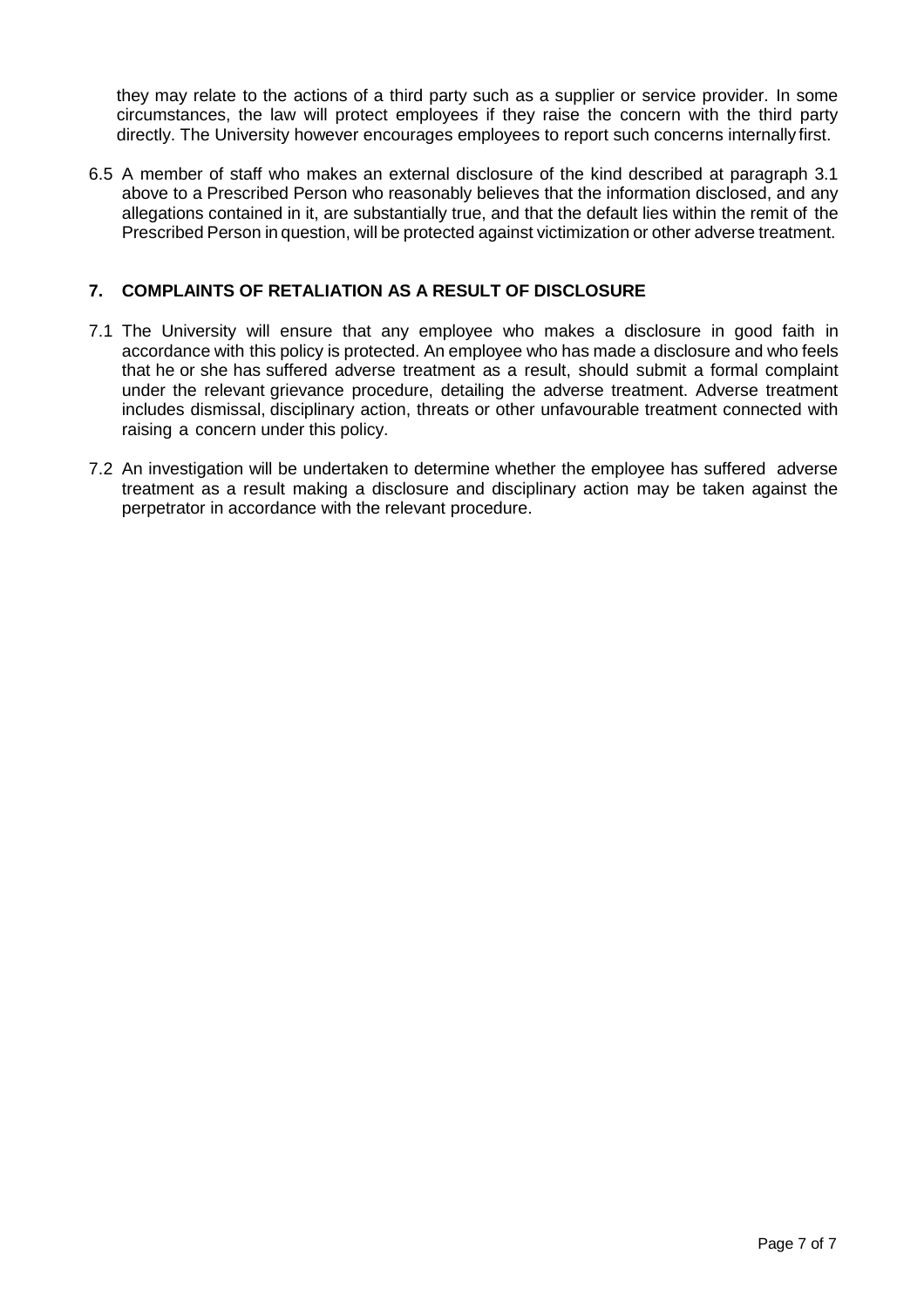they may relate to the actions of a third party such as a supplier or service provider. In some circumstances, the law will protect employees if they raise the concern with the third party directly. The University however encourages employees to report such concerns internally first.

6.5 A member of staff who makes an external disclosure of the kind described at paragraph 3.1 above to a Prescribed Person who reasonably believes that the information disclosed, and any allegations contained in it, are substantially true, and that the default lies within the remit of the Prescribed Person in question, will be protected against victimization or other adverse treatment.

## 7. COMPLAINTS OF RETALIATION AS A RESULT OF DISCLOSURE

7.1 The University will ensure that any employee who makes a disclosure in good faith in accordance with this policy is protected. An employee who has made a disclosure and who feels that he or she has suffered adverse treatment as a result, should submit a formal complaint under the relevant grievance procedure, detailing the adverse treatment. Adverse treatment includes dismissal, disciplinary action, threats or other unfavourable treatment connected with raising a concern under this policy.

7.2 An investigation will be undertaken to determine whether the employee has suffered adverse treatment as a result making a disclosure and disciplinary action may be taken against the perpetrator in accordance with the relevant procedure.